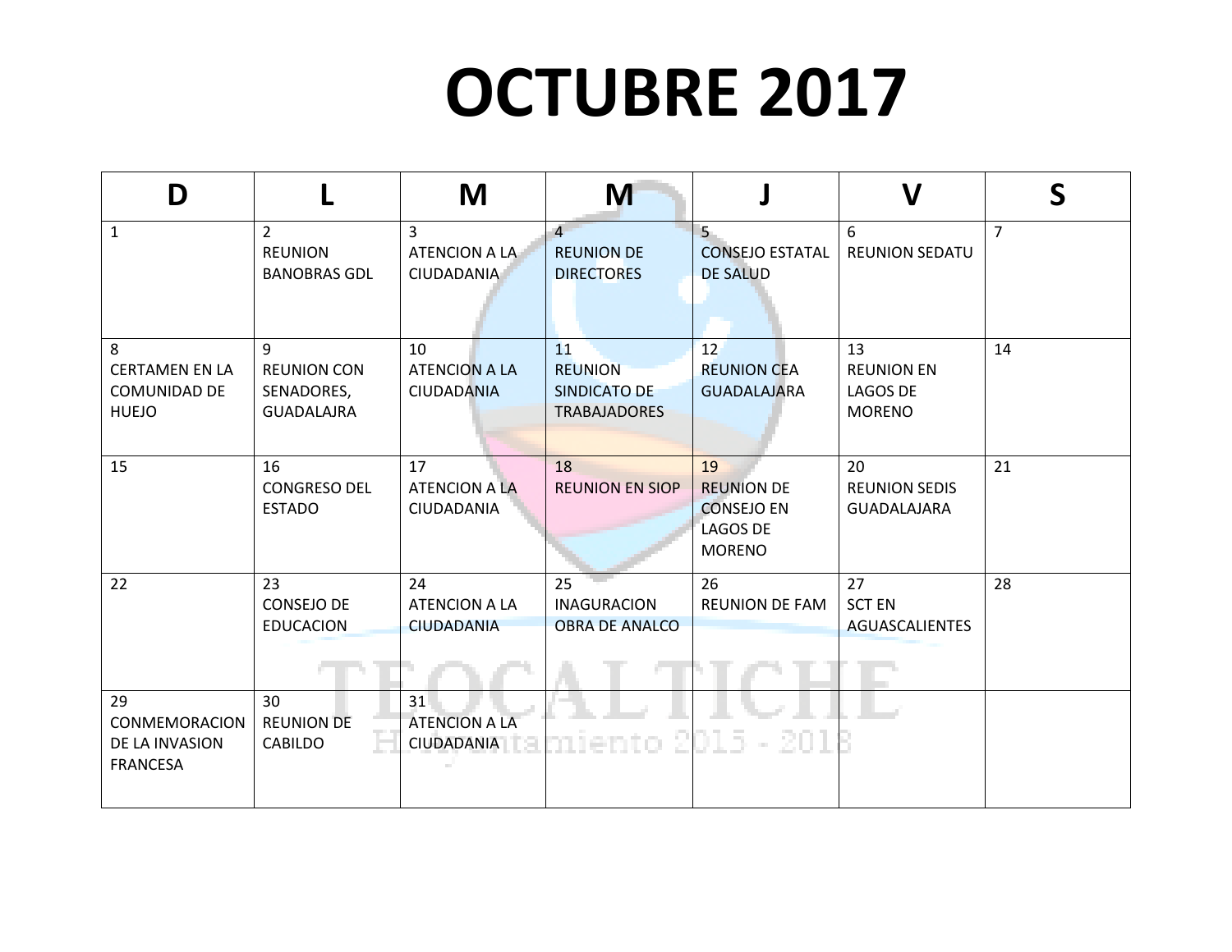# OCTUBRE 2017

| D | L | M | M | J | V | S |
|---|---|---|---|---|---|---|
| 1 | 2 REUNION BANOBRAS GDL | 3 ATENCION A LA CIUDADANIA | 4 REUNION DE DIRECTORES | 5 CONSEJO ESTATAL DE SALUD | 6 REUNION SEDATU | 7 |
| 8 CERTAMEN EN LA COMUNIDAD DE HUEJO | 9 REUNION CON SENADORES, GUADALAJRA | 10 ATENCION A LA CIUDADANIA | 11 REUNION SINDICATO DE TRABAJADORES | 12 REUNION CEA GUADALAJARA | 13 REUNION EN LAGOS DE MORENO | 14 |
| 15 | 16 CONGRESO DEL ESTADO | 17 ATENCION A LA CIUDADANIA | 18 REUNION EN SIOP | 19 REUNION DE CONSEJO EN LAGOS DE MORENO | 20 REUNION SEDIS GUADALAJARA | 21 |
| 22 | 23 CONSEJO DE EDUCACION | 24 ATENCION A LA CIUDADANIA | 25 INAGURACION OBRA DE ANALCO | 26 REUNION DE FAM | 27 SCT EN AGUASCALIENTES | 28 |
| 29 CONMEMORACION DE LA INVASION FRANCESA | 30 REUNION DE CABILDO | 31 ATENCION A LA CIUDADANIA | | | | |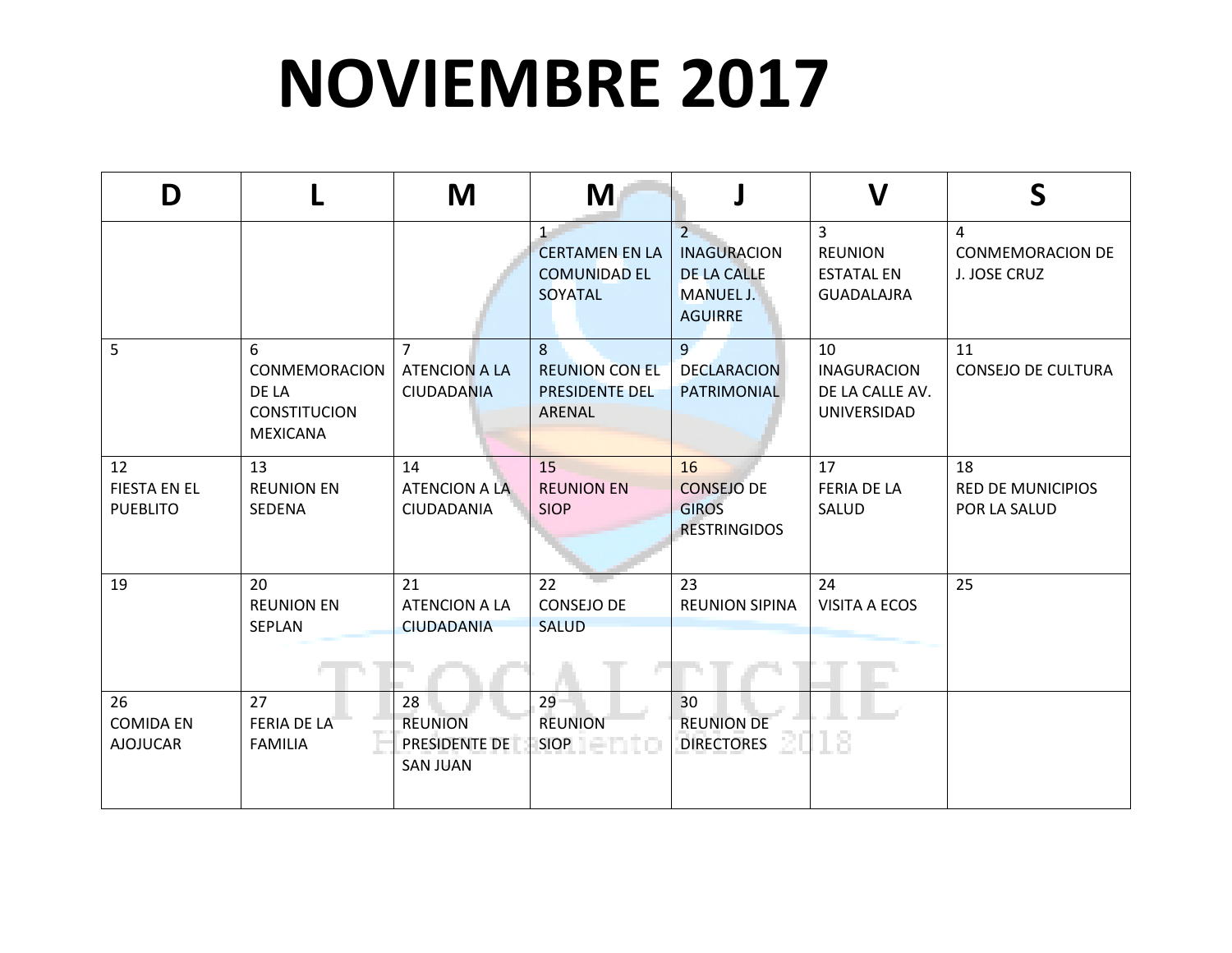# NOVIEMBRE 2017

| D | L | M | M | J | V | S |
|---|---|---|---|---|---|---|
| | | | 1 CERTAMEN EN LA COMUNIDAD EL SOYATAL | 2 INAGURACION DE LA CALLE MANUEL J. AGUIRRE | 3 REUNION ESTATAL EN GUADALAJRA | 4 CONMEMORACION DE J. JOSE CRUZ |
| 5 | 6 CONMEMORACION DE LA CONSTITUCION MEXICANA | 7 ATENCION A LA CIUDADANIA | 8 REUNION CON EL PRESIDENTE DEL ARENAL | 9 DECLARACION PATRIMONIAL | 10 INAGURACION DE LA CALLE AV. UNIVERSIDAD | 11 CONSEJO DE CULTURA |
| 12 FIESTA EN EL PUEBLITO | 13 REUNION EN SEDENA | 14 ATENCION A LA CIUDADANIA | 15 REUNION EN SIOP | 16 CONSEJO DE GIROS RESTRINGIDOS | 17 FERIA DE LA SALUD | 18 RED DE MUNICIPIOS POR LA SALUD |
| 19 | 20 REUNION EN SEPLAN | 21 ATENCION A LA CIUDADANIA | 22 CONSEJO DE SALUD | 23 REUNION SIPINA | 24 VISITA A ECOS | 25 |
| 26 COMIDA EN AJOJUCAR | 27 FERIA DE LA FAMILIA | 28 REUNION PRESIDENTE DE SAN JUAN | 29 REUNION SIOP | 30 REUNION DE DIRECTORES | | |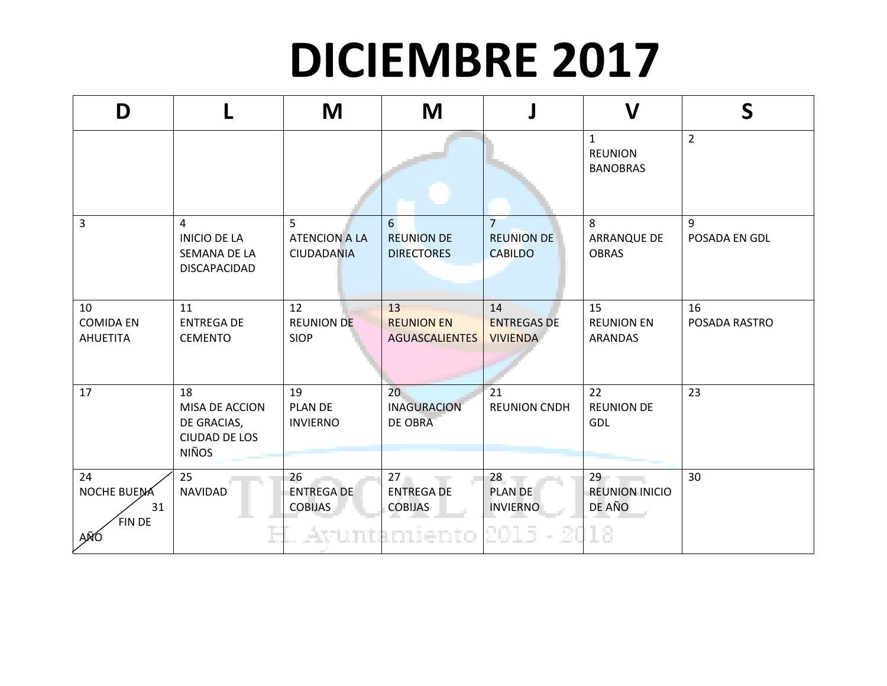# DICIEMBRE 2017

| D | L | M | M | J | V | S |
|---|---|---|---|---|---|---|
| | | | | | 1 REUNION BANOBRAS | 2 |
| 3 | 4 INICIO DE LA SEMANA DE LA DISCAPACIDAD | 5 ATENCION A LA CIUDADANIA | 6 REUNION DE DIRECTORES | 7 REUNION DE CABILDO | 8 ARRANQUE DE OBRAS | 9 POSADA EN GDL |
| 10 COMIDA EN AHUETITA | 11 ENTREGA DE CEMENTO | 12 REUNION DE SIOP | 13 REUNION EN AGUASCALIENTES | 14 ENTREGAS DE VIVIENDA | 15 REUNION EN ARANDAS | 16 POSADA RASTRO |
| 17 | 18 MISA DE ACCION DE GRACIAS, CIUDAD DE LOS NIÑOS | 19 PLAN DE INVIERNO | 20 INAGURACION DE OBRA | 21 REUNION CNDH | 22 REUNION DE GDL | 23 |
| 24 NOCHE BUENA / 31 FIN DE AÑO | 25 NAVIDAD | 26 ENTREGA DE COBIJAS | 27 ENTREGA DE COBIJAS | 28 PLAN DE INVIERNO | 29 REUNION INICIO DE AÑO | 30 |

TEOCALTICHE

H. Ayuntamiento 2015 - 2018